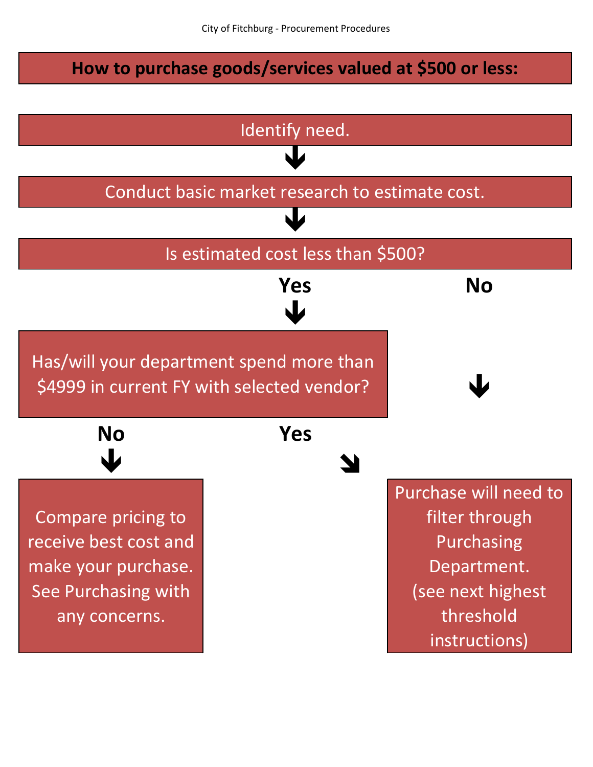# How to purchase goods/services valued at $500 or less:

Identify need.

↓

Conduct basic market research to estimate cost.

↓

Is estimated cost less than $500?

**Yes** ↓ / **No** ↓

Has/will your department spend more than $4999 in current FY with selected vendor?

**No** ↓ / **Yes** ↘

Compare pricing to receive best cost and make your purchase. See Purchasing with any concerns.

Purchase will need to filter through Purchasing Department. (see next highest threshold instructions)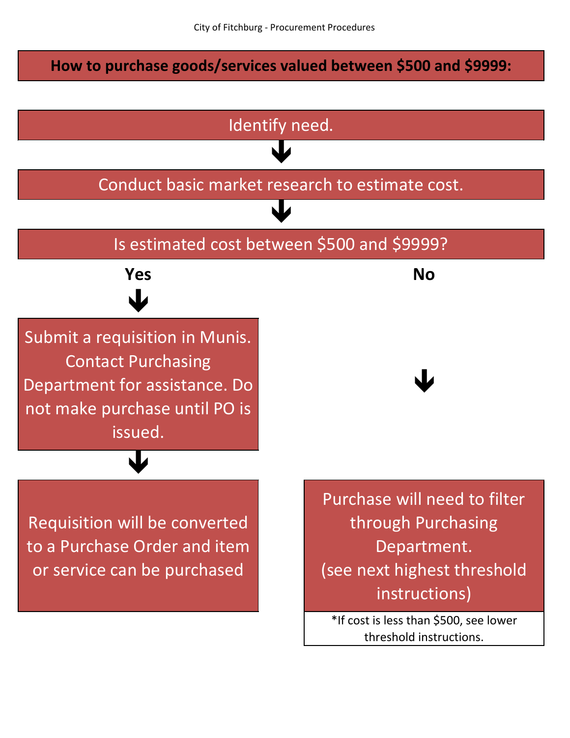# How to purchase goods/services valued between $500 and $9999:

Identify need.

↓

Conduct basic market research to estimate cost.

↓

Is estimated cost between $500 and $9999?

**Yes**

↓

Submit a requisition in Munis. Contact Purchasing Department for assistance. Do not make purchase until PO is issued.

↓

Requisition will be converted to a Purchase Order and item or service can be purchased

**No**

↓

Purchase will need to filter through Purchasing Department.
(see next highest threshold instructions)

*If cost is less than $500, see lower threshold instructions.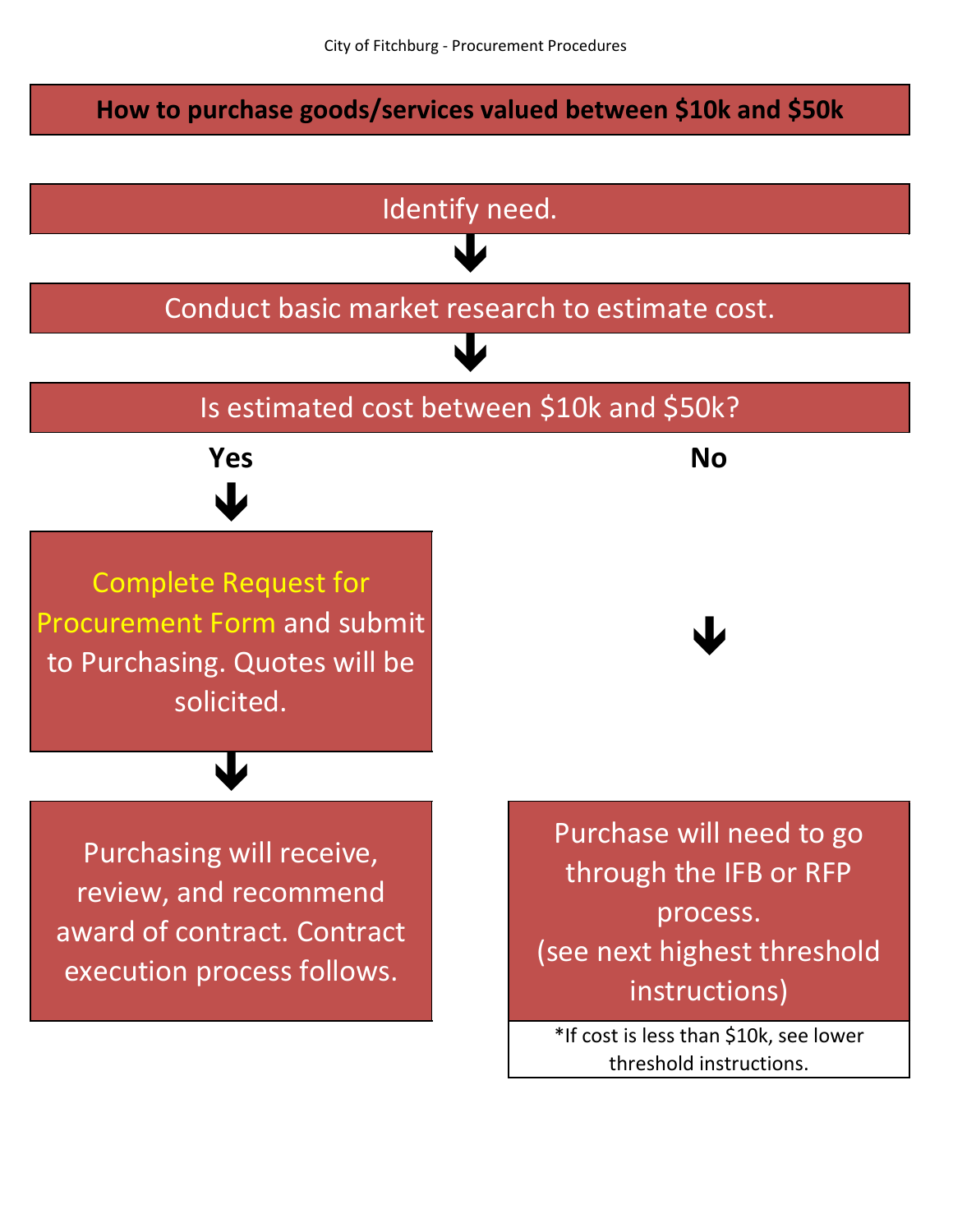# How to purchase goods/services valued between $10k and $50k

Identify need.

↓

Conduct basic market research to estimate cost.

↓

Is estimated cost between $10k and $50k?

**Yes**

↓

Complete Request for Procurement Form and submit to Purchasing. Quotes will be solicited.

↓

Purchasing will receive, review, and recommend award of contract. Contract execution process follows.

**No**

↓

Purchase will need to go through the IFB or RFP process.
(see next highest threshold instructions)

*If cost is less than $10k, see lower threshold instructions.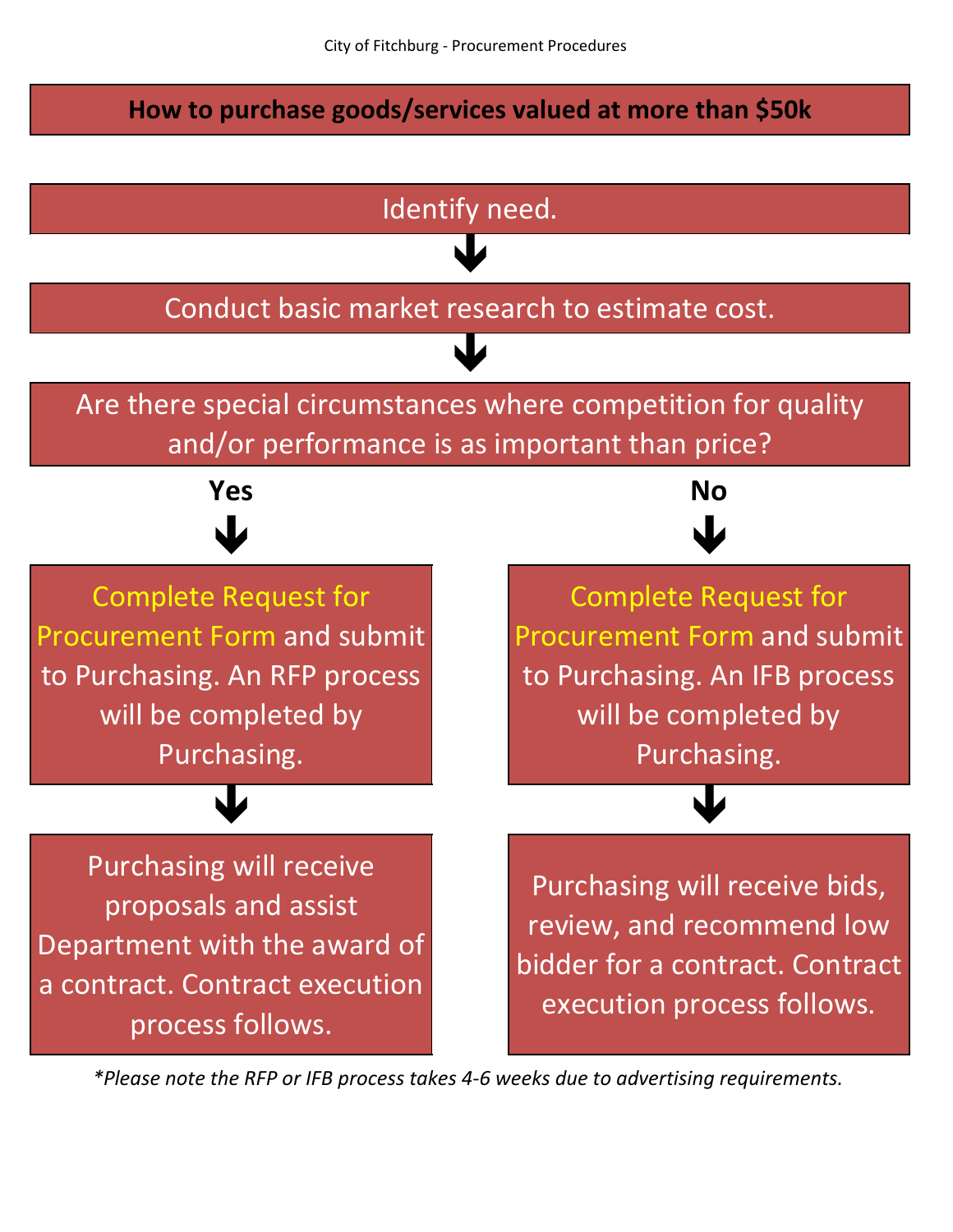# How to purchase goods/services valued at more than $50k

Identify need.

↓

Conduct basic market research to estimate cost.

↓

Are there special circumstances where competition for quality and/or performance is as important than price?

**Yes**

↓

Complete Request for Procurement Form and submit to Purchasing. An RFP process will be completed by Purchasing.

↓

Purchasing will receive proposals and assist Department with the award of a contract. Contract execution process follows.

**No**

↓

Complete Request for Procurement Form and submit to Purchasing. An IFB process will be completed by Purchasing.

↓

Purchasing will receive bids, review, and recommend low bidder for a contract. Contract execution process follows.

**Please note the RFP or IFB process takes 4-6 weeks due to advertising requirements.*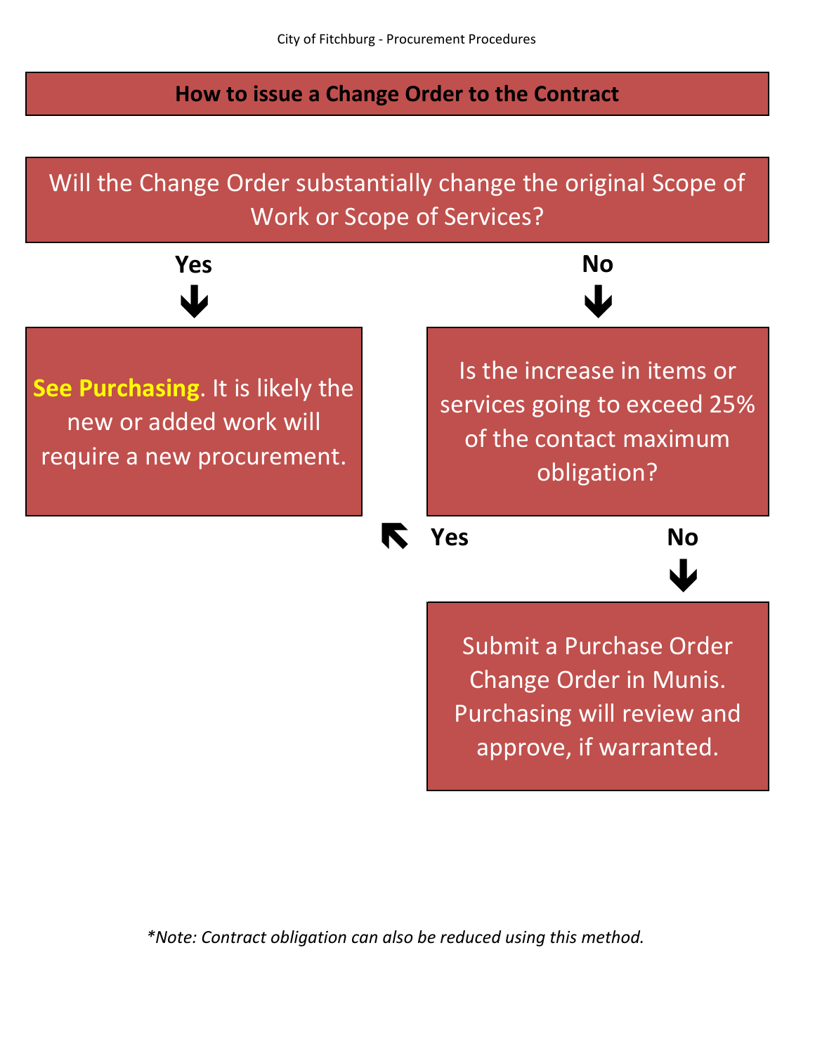## How to issue a Change Order to the Contract

Will the Change Order substantially change the original Scope of Work or Scope of Services?

**Yes**

**See Purchasing**. It is likely the new or added work will require a new procurement.

**No**

Is the increase in items or services going to exceed 25% of the contact maximum obligation?

**Yes** (see Purchasing)

**No**

Submit a Purchase Order Change Order in Munis. Purchasing will review and approve, if warranted.

*\*Note: Contract obligation can also be reduced using this method.*